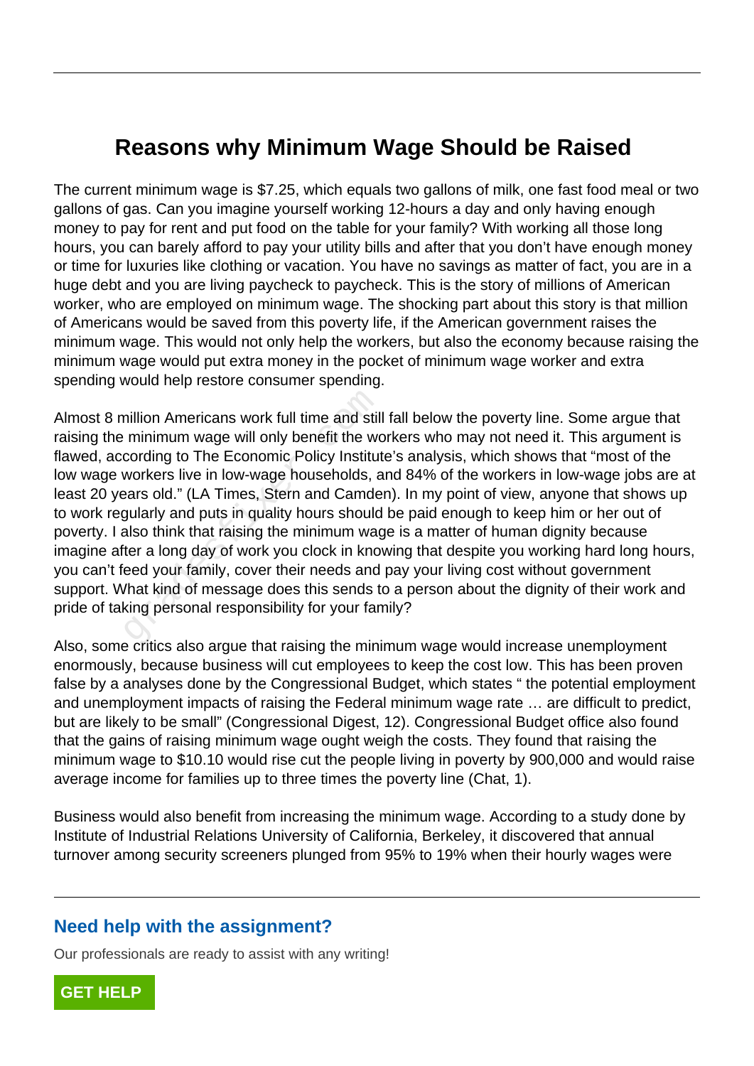# Reasons why Minimum Wage Should be Raised

The current minimum wage is $7.25, which equals two gallons of milk, one fast food meal or two gallons of gas. Can you imagine yourself working 12-hours a day and only having enough money to pay for rent and put food on the table for your family? With working all those long hours, you can barely afford to pay your utility bills and after that you don't have enough money or time for luxuries like clothing or vacation. You have no savings as matter of fact, you are in a huge debt and you are living paycheck to paycheck. This is the story of millions of American worker, who are employed on minimum wage. The shocking part about this story is that million of Americans would be saved from this poverty life, if the American government raises the minimum wage. This would not only help the workers, but also the economy because raising the minimum wage would put extra money in the pocket of minimum wage worker and extra spending would help restore consumer spending.

Almost 8 million Americans work full time and still fall below the poverty line. Some argue that raising the minimum wage will only benefit the workers who may not need it. This argument is flawed, according to The Economic Policy Institute's analysis, which shows that "most of the low wage workers live in low-wage households, and 84% of the workers in low-wage jobs are at least 20 years old." (LA Times, Stern and Camden). In my point of view, anyone that shows up to work regularly and puts in quality hours should be paid enough to keep him or her out of poverty. I also think that raising the minimum wage is a matter of human dignity because imagine after a long day of work you clock in knowing that despite you working hard long hours, you can't feed your family, cover their needs and pay your living cost without government support. What kind of message does this sends to a person about the dignity of their work and pride of taking personal responsibility for your family?

Also, some critics also argue that raising the minimum wage would increase unemployment enormously, because business will cut employees to keep the cost low. This has been proven false by a analyses done by the Congressional Budget, which states " the potential employment and unemployment impacts of raising the Federal minimum wage rate … are difficult to predict, but are likely to be small" (Congressional Digest, 12). Congressional Budget office also found that the gains of raising minimum wage ought weigh the costs. They found that raising the minimum wage to $10.10 would rise cut the people living in poverty by 900,000 and would raise average income for families up to three times the poverty line (Chat, 1).

Business would also benefit from increasing the minimum wage. According to a study done by Institute of Industrial Relations University of California, Berkeley, it discovered that annual turnover among security screeners plunged from 95% to 19% when their hourly wages were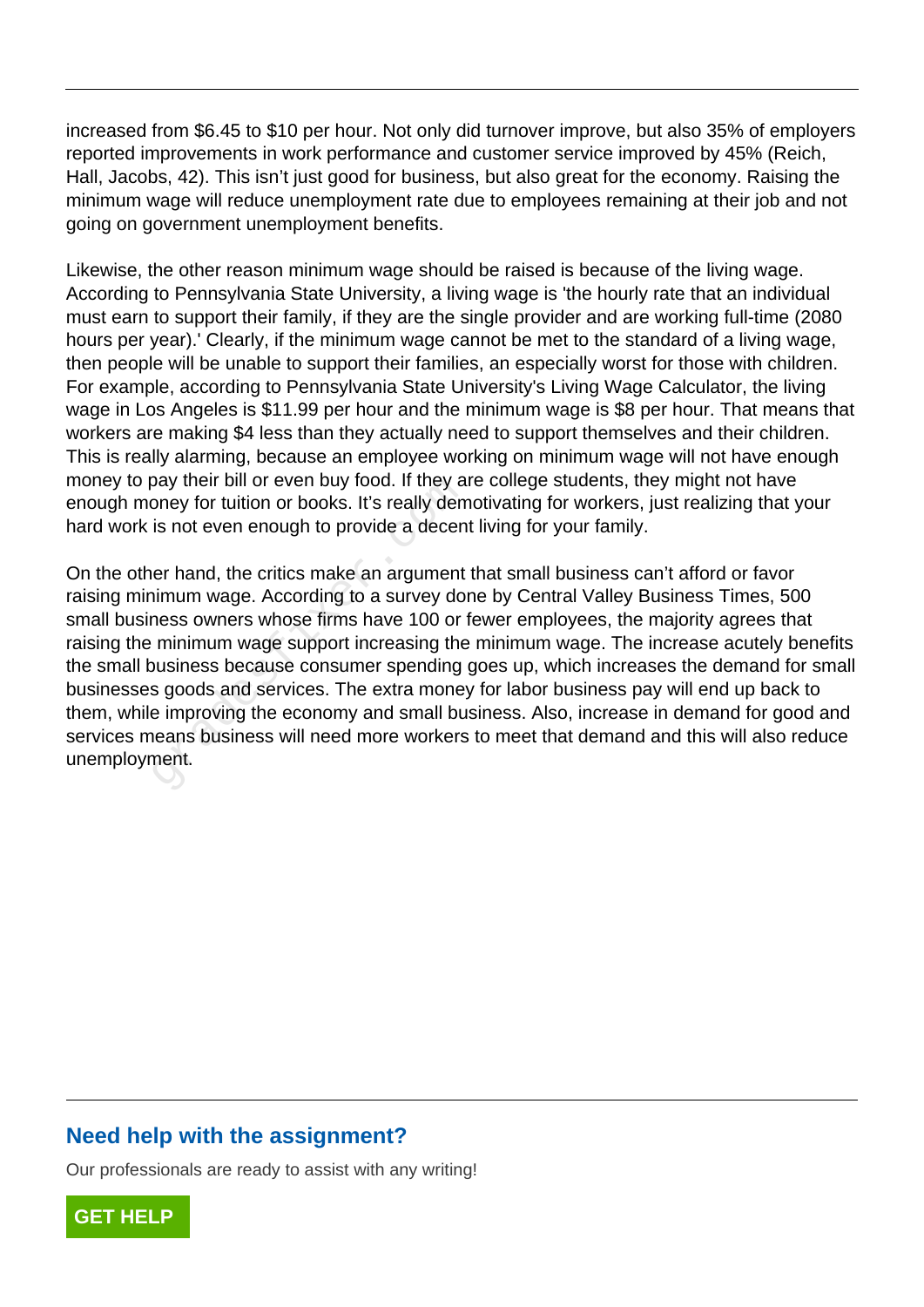increased from $6.45 to $10 per hour. Not only did turnover improve, but also 35% of employers reported improvements in work performance and customer service improved by 45% (Reich, Hall, Jacobs, 42). This isn't just good for business, but also great for the economy. Raising the minimum wage will reduce unemployment rate due to employees remaining at their job and not going on government unemployment benefits.

Likewise, the other reason minimum wage should be raised is because of the living wage. According to Pennsylvania State University, a living wage is 'the hourly rate that an individual must earn to support their family, if they are the single provider and are working full-time (2080 hours per year).' Clearly, if the minimum wage cannot be met to the standard of a living wage, then people will be unable to support their families, an especially worst for those with children. For example, according to Pennsylvania State University's Living Wage Calculator, the living wage in Los Angeles is $11.99 per hour and the minimum wage is $8 per hour. That means that workers are making $4 less than they actually need to support themselves and their children. This is really alarming, because an employee working on minimum wage will not have enough money to pay their bill or even buy food. If they are college students, they might not have enough money for tuition or books. It's really demotivating for workers, just realizing that your hard work is not even enough to provide a decent living for your family.

On the other hand, the critics make an argument that small business can't afford or favor raising minimum wage. According to a survey done by Central Valley Business Times, 500 small business owners whose firms have 100 or fewer employees, the majority agrees that raising the minimum wage support increasing the minimum wage. The increase acutely benefits the small business because consumer spending goes up, which increases the demand for small businesses goods and services. The extra money for labor business pay will end up back to them, while improving the economy and small business. Also, increase in demand for good and services means business will need more workers to meet that demand and this will also reduce unemployment.